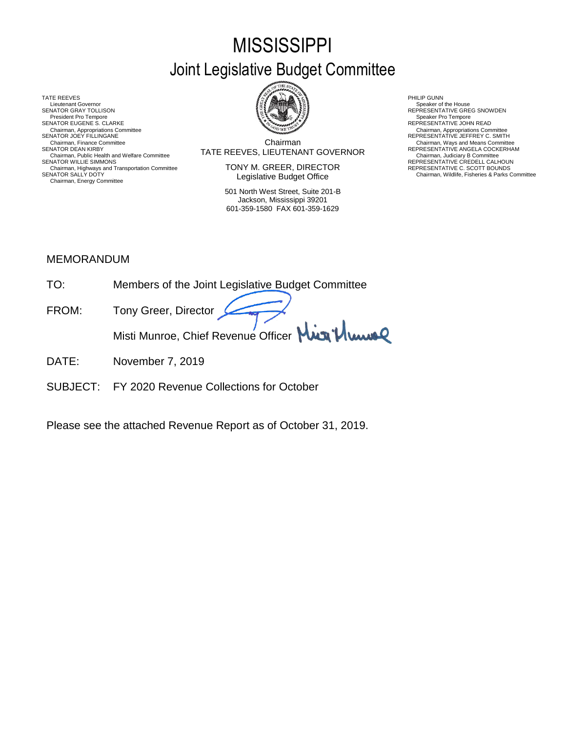# MISSISSIPPI

## Joint Legislative Budget Committee

TATE REEVES
Lieutenant Governor
SENATOR GRAY TOLLISON
President Pro Tempore
SENATOR EUGENE S. CLARKE
Chairman, Appropriations Committee
SENATOR JOEY FILLINGANE
Chairman, Finance Committee
SENATOR DEAN KIRBY
Chairman, Public Health and Welfare Committee
SENATOR WILLIE SIMMONS
Chairman, Highways and Transportation Committee
SENATOR SALLY DOTY
Chairman, Energy Committee

Chairman
TATE REEVES, LIEUTENANT GOVERNOR

TONY M. GREER, DIRECTOR
Legislative Budget Office

501 North West Street, Suite 201-B
Jackson, Mississippi 39201
601-359-1580 FAX 601-359-1629

PHILIP GUNN
Speaker of the House
REPRESENTATIVE GREG SNOWDEN
Speaker Pro Tempore
REPRESENTATIVE JOHN READ
Chairman, Appropriations Committee
REPRESENTATIVE JEFFREY C. SMITH
Chairman, Ways and Means Committee
REPRESENTATIVE ANGELA COCKERHAM
Chairman, Judiciary B Committee
REPRESENTATIVE CREDELL CALHOUN
REPRESENTATIVE C. SCOTT BOUNDS
Chairman, Wildlife, Fisheries & Parks Committee

MEMORANDUM

TO: Members of the Joint Legislative Budget Committee

FROM: Tony Greer, Director

Misti Munroe, Chief Revenue Officer

DATE: November 7, 2019

SUBJECT: FY 2020 Revenue Collections for October

Please see the attached Revenue Report as of October 31, 2019.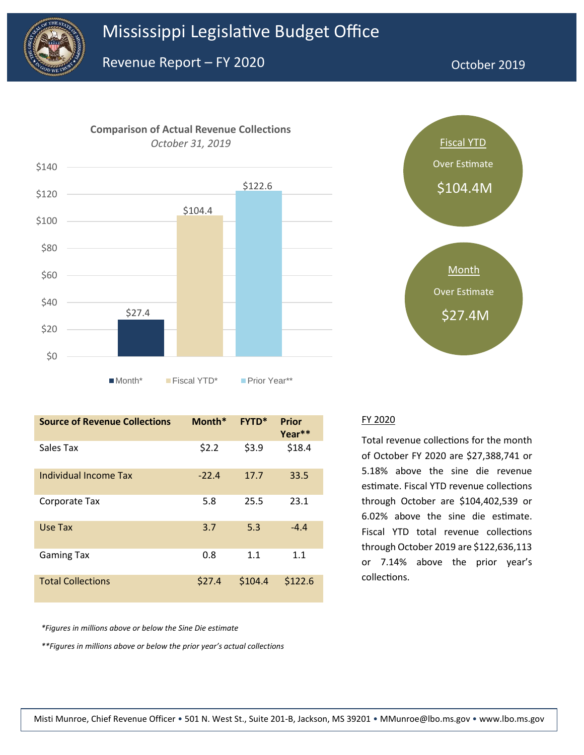# Mississippi Legislative Budget Office

## Revenue Report – FY 2020

October 2019

**Comparison of Actual Revenue Collections**

*October 31, 2019*

| | Month* | Fiscal YTD* | Prior Year** |
|---|---|---|---|
| Value | $27.4 | $104.4 | $122.6 |

**Fiscal YTD**
Over Estimate
$104.4M

**Month**
Over Estimate
$27.4M

| Source of Revenue Collections | Month* | FYTD* | Prior Year** |
|---|---|---|---|
| Sales Tax | $2.2 | $3.9 | $18.4 |
| Individual Income Tax | -22.4 | 17.7 | 33.5 |
| Corporate Tax | 5.8 | 25.5 | 23.1 |
| Use Tax | 3.7 | 5.3 | -4.4 |
| Gaming Tax | 0.8 | 1.1 | 1.1 |
| Total Collections | $27.4 | $104.4 | $122.6 |

*\*Figures in millions above or below the Sine Die estimate*

*\*\*Figures in millions above or below the prior year's actual collections*

### FY 2020

Total revenue collections for the month of October FY 2020 are $27,388,741 or 5.18% above the sine die revenue estimate. Fiscal YTD revenue collections through October are $104,402,539 or 6.02% above the sine die estimate. Fiscal YTD total revenue collections through October 2019 are $122,636,113 or 7.14% above the prior year's collections.

Misti Munroe, Chief Revenue Officer • 501 N. West St., Suite 201-B, Jackson, MS 39201 • MMunroe@lbo.ms.gov • www.lbo.ms.gov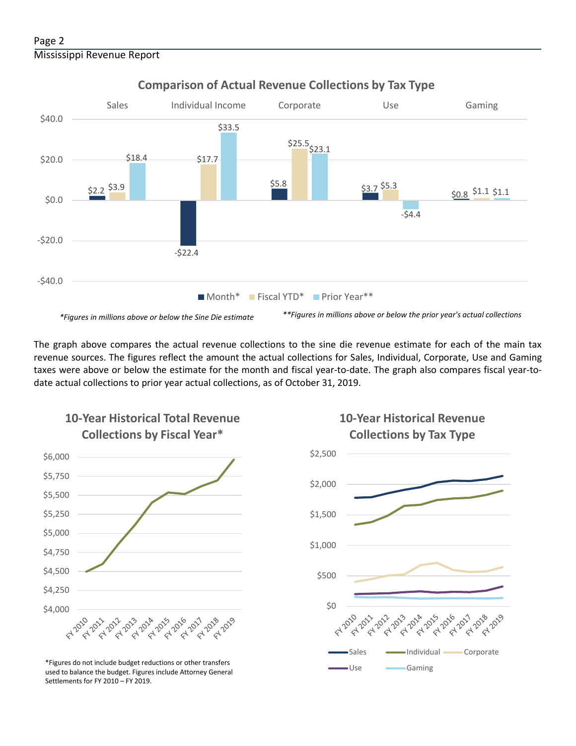## Comparison of Actual Revenue Collections by Tax Type

| | Sales | Individual Income | Corporate | Use | Gaming |
|---|---|---|---|---|---|
| Month* | $2.2 | -$22.4 | $5.8 | $3.7 | $0.8 |
| Fiscal YTD* | $3.9 | $17.7 | $25.5 | $5.3 | $1.1 |
| Prior Year** | $18.4 | $33.5 | $23.1 | -$4.4 | $1.1 |

*\*Figures in millions above or below the Sine Die estimate*

*\*\*Figures in millions above or below the prior year's actual collections*

The graph above compares the actual revenue collections to the sine die revenue estimate for each of the main tax revenue sources. The figures reflect the amount the actual collections for Sales, Individual, Corporate, Use and Gaming taxes were above or below the estimate for the month and fiscal year-to-date. The graph also compares fiscal year-to-date actual collections to prior year actual collections, as of October 31, 2019.

## 10-Year Historical Total Revenue Collections by Fiscal Year*

*Figures do not include budget reductions or other transfers used to balance the budget. Figures include Attorney General Settlements for FY 2010 – FY 2019.

## 10-Year Historical Revenue Collections by Tax Type

Sales, Individual, Corporate, Use, Gaming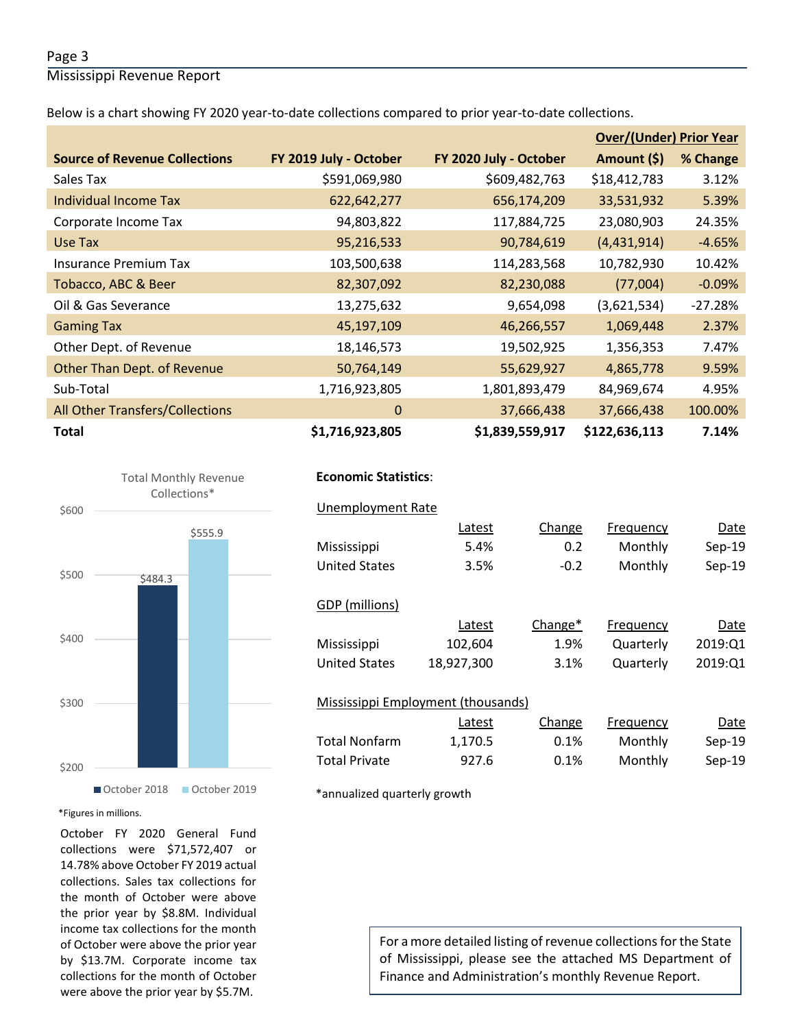Below is a chart showing FY 2020 year-to-date collections compared to prior year-to-date collections.

| Source of Revenue Collections | FY 2019 July - October | FY 2020 July - October | Over/(Under) Prior Year Amount ($) | Over/(Under) Prior Year % Change |
|---|---|---|---|---|
| Sales Tax | $591,069,980 | $609,482,763 | $18,412,783 | 3.12% |
| Individual Income Tax | 622,642,277 | 656,174,209 | 33,531,932 | 5.39% |
| Corporate Income Tax | 94,803,822 | 117,884,725 | 23,080,903 | 24.35% |
| Use Tax | 95,216,533 | 90,784,619 | (4,431,914) | -4.65% |
| Insurance Premium Tax | 103,500,638 | 114,283,568 | 10,782,930 | 10.42% |
| Tobacco, ABC & Beer | 82,307,092 | 82,230,088 | (77,004) | -0.09% |
| Oil & Gas Severance | 13,275,632 | 9,654,098 | (3,621,534) | -27.28% |
| Gaming Tax | 45,197,109 | 46,266,557 | 1,069,448 | 2.37% |
| Other Dept. of Revenue | 18,146,573 | 19,502,925 | 1,356,353 | 7.47% |
| Other Than Dept. of Revenue | 50,764,149 | 55,629,927 | 4,865,778 | 9.59% |
| Sub-Total | 1,716,923,805 | 1,801,893,479 | 84,969,674 | 4.95% |
| All Other Transfers/Collections | 0 | 37,666,438 | 37,666,438 | 100.00% |
| **Total** | **$1,716,923,805** | **$1,839,559,917** | **$122,636,113** | **7.14%** |

Total Monthly Revenue Collections*

| | Amount |
|---|---|
| October 2018 | $484.3 |
| October 2019 | $555.9 |

*Figures in millions.

October FY 2020 General Fund collections were $71,572,407 or 14.78% above October FY 2019 actual collections. Sales tax collections for the month of October were above the prior year by $8.8M. Individual income tax collections for the month of October were above the prior year by $13.7M. Corporate income tax collections for the month of October were above the prior year by $5.7M.

**Economic Statistics**:

Unemployment Rate

| | Latest | Change | Frequency | Date |
|---|---|---|---|---|
| Mississippi | 5.4% | 0.2 | Monthly | Sep-19 |
| United States | 3.5% | -0.2 | Monthly | Sep-19 |

GDP (millions)

| | Latest | Change* | Frequency | Date |
|---|---|---|---|---|
| Mississippi | 102,604 | 1.9% | Quarterly | 2019:Q1 |
| United States | 18,927,300 | 3.1% | Quarterly | 2019:Q1 |

Mississippi Employment (thousands)

| | Latest | Change | Frequency | Date |
|---|---|---|---|---|
| Total Nonfarm | 1,170.5 | 0.1% | Monthly | Sep-19 |
| Total Private | 927.6 | 0.1% | Monthly | Sep-19 |

*annualized quarterly growth

For a more detailed listing of revenue collections for the State of Mississippi, please see the attached MS Department of Finance and Administration's monthly Revenue Report.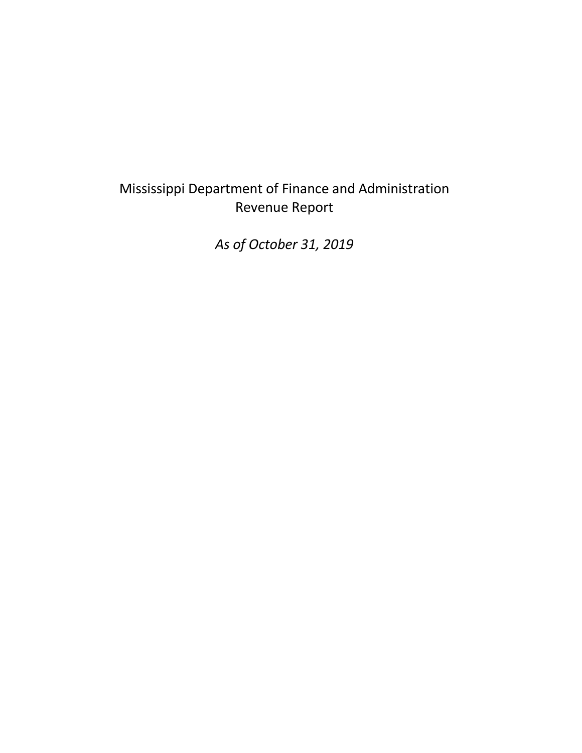Mississippi Department of Finance and Administration
Revenue Report

*As of October 31, 2019*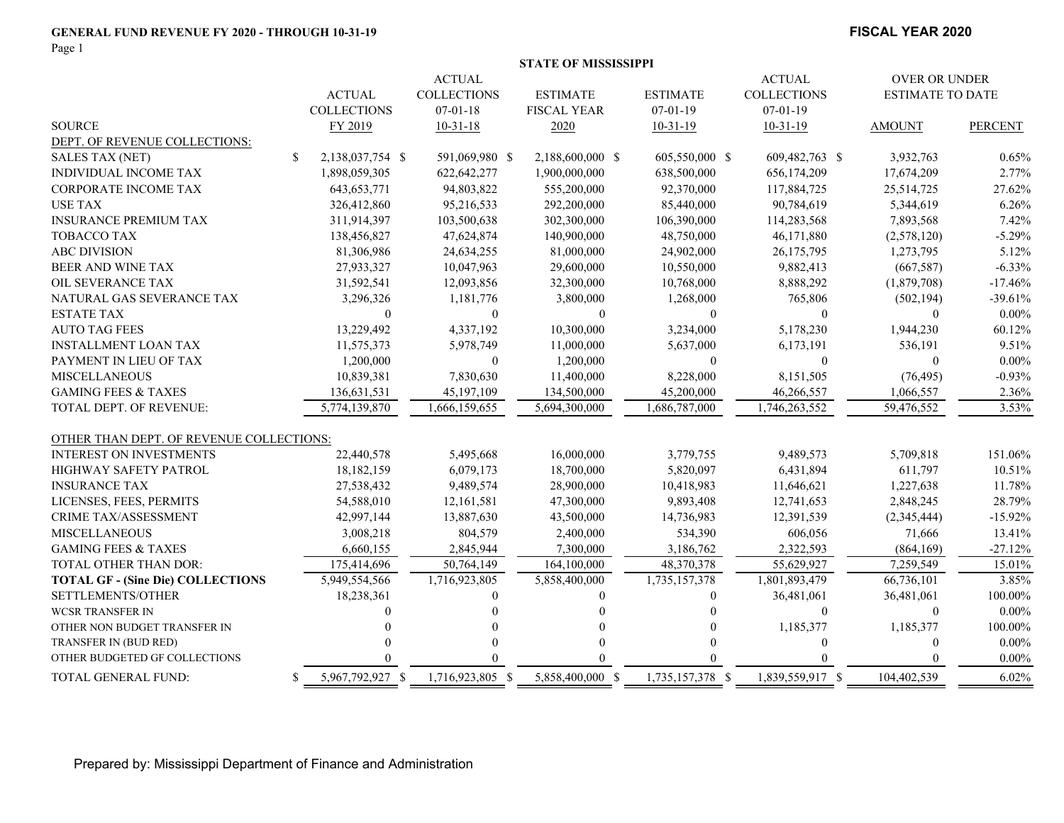**GENERAL FUND REVENUE FY 2020 - THROUGH 10-31-19**

**FISCAL YEAR 2020**

**STATE OF MISSISSIPPI**

| SOURCE | ACTUAL COLLECTIONS FY 2019 | ACTUAL COLLECTIONS 07-01-18 10-31-18 | ESTIMATE FISCAL YEAR 2020 | ESTIMATE 07-01-19 10-31-19 | ACTUAL COLLECTIONS 07-01-19 10-31-19 | OVER OR UNDER ESTIMATE TO DATE AMOUNT | OVER OR UNDER ESTIMATE TO DATE PERCENT |
|---|---|---|---|---|---|---|---|
| DEPT. OF REVENUE COLLECTIONS: | | | | | | | |
| SALES TAX (NET) | $ 2,138,037,754 | $ 591,069,980 | $ 2,188,600,000 | $ 605,550,000 | $ 609,482,763 | $ 3,932,763 | 0.65% |
| INDIVIDUAL INCOME TAX | 1,898,059,305 | 622,642,277 | 1,900,000,000 | 638,500,000 | 656,174,209 | 17,674,209 | 2.77% |
| CORPORATE INCOME TAX | 643,653,771 | 94,803,822 | 555,200,000 | 92,370,000 | 117,884,725 | 25,514,725 | 27.62% |
| USE TAX | 326,412,860 | 95,216,533 | 292,200,000 | 85,440,000 | 90,784,619 | 5,344,619 | 6.26% |
| INSURANCE PREMIUM TAX | 311,914,397 | 103,500,638 | 302,300,000 | 106,390,000 | 114,283,568 | 7,893,568 | 7.42% |
| TOBACCO TAX | 138,456,827 | 47,624,874 | 140,900,000 | 48,750,000 | 46,171,880 | (2,578,120) | -5.29% |
| ABC DIVISION | 81,306,986 | 24,634,255 | 81,000,000 | 24,902,000 | 26,175,795 | 1,273,795 | 5.12% |
| BEER AND WINE TAX | 27,933,327 | 10,047,963 | 29,600,000 | 10,550,000 | 9,882,413 | (667,587) | -6.33% |
| OIL SEVERANCE TAX | 31,592,541 | 12,093,856 | 32,300,000 | 10,768,000 | 8,888,292 | (1,879,708) | -17.46% |
| NATURAL GAS SEVERANCE TAX | 3,296,326 | 1,181,776 | 3,800,000 | 1,268,000 | 765,806 | (502,194) | -39.61% |
| ESTATE TAX | 0 | 0 | 0 | 0 | 0 | 0 | 0.00% |
| AUTO TAG FEES | 13,229,492 | 4,337,192 | 10,300,000 | 3,234,000 | 5,178,230 | 1,944,230 | 60.12% |
| INSTALLMENT LOAN TAX | 11,575,373 | 5,978,749 | 11,000,000 | 5,637,000 | 6,173,191 | 536,191 | 9.51% |
| PAYMENT IN LIEU OF TAX | 1,200,000 | 0 | 1,200,000 | 0 | 0 | 0 | 0.00% |
| MISCELLANEOUS | 10,839,381 | 7,830,630 | 11,400,000 | 8,228,000 | 8,151,505 | (76,495) | -0.93% |
| GAMING FEES & TAXES | 136,631,531 | 45,197,109 | 134,500,000 | 45,200,000 | 46,266,557 | 1,066,557 | 2.36% |
| TOTAL DEPT. OF REVENUE: | 5,774,139,870 | 1,666,159,655 | 5,694,300,000 | 1,686,787,000 | 1,746,263,552 | 59,476,552 | 3.53% |
| OTHER THAN DEPT. OF REVENUE COLLECTIONS: | | | | | | | |
| INTEREST ON INVESTMENTS | 22,440,578 | 5,495,668 | 16,000,000 | 3,779,755 | 9,489,573 | 5,709,818 | 151.06% |
| HIGHWAY SAFETY PATROL | 18,182,159 | 6,079,173 | 18,700,000 | 5,820,097 | 6,431,894 | 611,797 | 10.51% |
| INSURANCE TAX | 27,538,432 | 9,489,574 | 28,900,000 | 10,418,983 | 11,646,621 | 1,227,638 | 11.78% |
| LICENSES, FEES, PERMITS | 54,588,010 | 12,161,581 | 47,300,000 | 9,893,408 | 12,741,653 | 2,848,245 | 28.79% |
| CRIME TAX/ASSESSMENT | 42,997,144 | 13,887,630 | 43,500,000 | 14,736,983 | 12,391,539 | (2,345,444) | -15.92% |
| MISCELLANEOUS | 3,008,218 | 804,579 | 2,400,000 | 534,390 | 606,056 | 71,666 | 13.41% |
| GAMING FEES & TAXES | 6,660,155 | 2,845,944 | 7,300,000 | 3,186,762 | 2,322,593 | (864,169) | -27.12% |
| TOTAL OTHER THAN DOR: | 175,414,696 | 50,764,149 | 164,100,000 | 48,370,378 | 55,629,927 | 7,259,549 | 15.01% |
| **TOTAL GF - (Sine Die) COLLECTIONS** | 5,949,554,566 | 1,716,923,805 | 5,858,400,000 | 1,735,157,378 | 1,801,893,479 | 66,736,101 | 3.85% |
| SETTLEMENTS/OTHER | 18,238,361 | 0 | 0 | 0 | 36,481,061 | 36,481,061 | 100.00% |
| WCSR TRANSFER IN | 0 | 0 | 0 | 0 | 0 | 0 | 0.00% |
| OTHER NON BUDGET TRANSFER IN | 0 | 0 | 0 | 0 | 1,185,377 | 1,185,377 | 100.00% |
| TRANSFER IN (BUD RED) | 0 | 0 | 0 | 0 | 0 | 0 | 0.00% |
| OTHER BUDGETED GF COLLECTIONS | 0 | 0 | 0 | 0 | 0 | 0 | 0.00% |
| TOTAL GENERAL FUND: | $ 5,967,792,927 | $ 1,716,923,805 | $ 5,858,400,000 | $ 1,735,157,378 | $ 1,839,559,917 | $ 104,402,539 | 6.02% |

Prepared by: Mississippi Department of Finance and Administration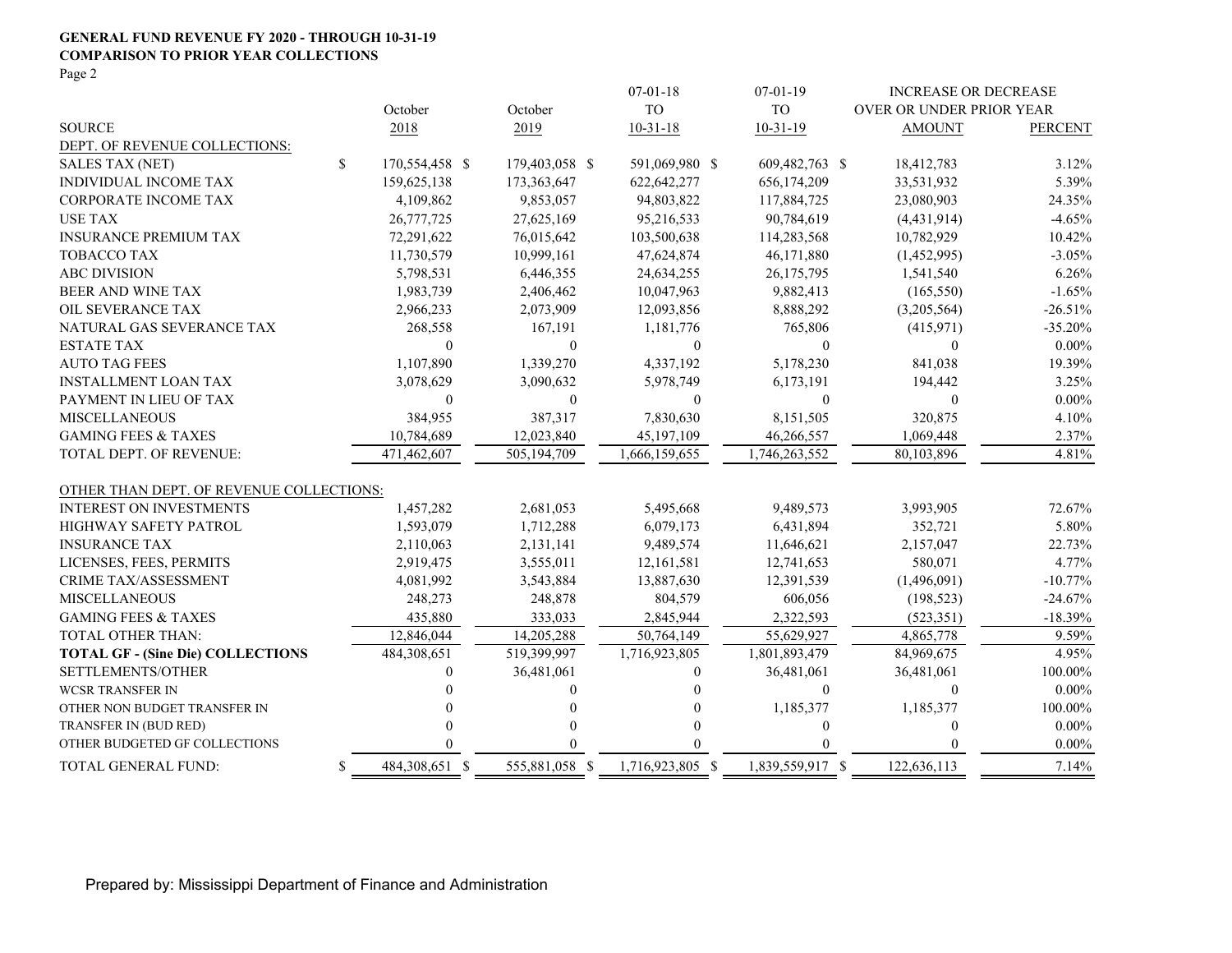**GENERAL FUND REVENUE FY 2020 - THROUGH 10-31-19**
**COMPARISON TO PRIOR YEAR COLLECTIONS**
Page 2

| SOURCE | October 2018 | October 2019 | 07-01-18 TO 10-31-18 | 07-01-19 TO 10-31-19 | INCREASE OR DECREASE OVER OR UNDER PRIOR YEAR AMOUNT | PERCENT |
|---|---|---|---|---|---|---|
| DEPT. OF REVENUE COLLECTIONS: | | | | | | |
| SALES TAX (NET) | $ 170,554,458 | $ 179,403,058 | $ 591,069,980 | $ 609,482,763 | $ 18,412,783 | 3.12% |
| INDIVIDUAL INCOME TAX | 159,625,138 | 173,363,647 | 622,642,277 | 656,174,209 | 33,531,932 | 5.39% |
| CORPORATE INCOME TAX | 4,109,862 | 9,853,057 | 94,803,822 | 117,884,725 | 23,080,903 | 24.35% |
| USE TAX | 26,777,725 | 27,625,169 | 95,216,533 | 90,784,619 | (4,431,914) | -4.65% |
| INSURANCE PREMIUM TAX | 72,291,622 | 76,015,642 | 103,500,638 | 114,283,568 | 10,782,929 | 10.42% |
| TOBACCO TAX | 11,730,579 | 10,999,161 | 47,624,874 | 46,171,880 | (1,452,995) | -3.05% |
| ABC DIVISION | 5,798,531 | 6,446,355 | 24,634,255 | 26,175,795 | 1,541,540 | 6.26% |
| BEER AND WINE TAX | 1,983,739 | 2,406,462 | 10,047,963 | 9,882,413 | (165,550) | -1.65% |
| OIL SEVERANCE TAX | 2,966,233 | 2,073,909 | 12,093,856 | 8,888,292 | (3,205,564) | -26.51% |
| NATURAL GAS SEVERANCE TAX | 268,558 | 167,191 | 1,181,776 | 765,806 | (415,971) | -35.20% |
| ESTATE TAX | 0 | 0 | 0 | 0 | 0 | 0.00% |
| AUTO TAG FEES | 1,107,890 | 1,339,270 | 4,337,192 | 5,178,230 | 841,038 | 19.39% |
| INSTALLMENT LOAN TAX | 3,078,629 | 3,090,632 | 5,978,749 | 6,173,191 | 194,442 | 3.25% |
| PAYMENT IN LIEU OF TAX | 0 | 0 | 0 | 0 | 0 | 0.00% |
| MISCELLANEOUS | 384,955 | 387,317 | 7,830,630 | 8,151,505 | 320,875 | 4.10% |
| GAMING FEES & TAXES | 10,784,689 | 12,023,840 | 45,197,109 | 46,266,557 | 1,069,448 | 2.37% |
| TOTAL DEPT. OF REVENUE: | 471,462,607 | 505,194,709 | 1,666,159,655 | 1,746,263,552 | 80,103,896 | 4.81% |
| OTHER THAN DEPT. OF REVENUE COLLECTIONS: | | | | | | |
| INTEREST ON INVESTMENTS | 1,457,282 | 2,681,053 | 5,495,668 | 9,489,573 | 3,993,905 | 72.67% |
| HIGHWAY SAFETY PATROL | 1,593,079 | 1,712,288 | 6,079,173 | 6,431,894 | 352,721 | 5.80% |
| INSURANCE TAX | 2,110,063 | 2,131,141 | 9,489,574 | 11,646,621 | 2,157,047 | 22.73% |
| LICENSES, FEES, PERMITS | 2,919,475 | 3,555,011 | 12,161,581 | 12,741,653 | 580,071 | 4.77% |
| CRIME TAX/ASSESSMENT | 4,081,992 | 3,543,884 | 13,887,630 | 12,391,539 | (1,496,091) | -10.77% |
| MISCELLANEOUS | 248,273 | 248,878 | 804,579 | 606,056 | (198,523) | -24.67% |
| GAMING FEES & TAXES | 435,880 | 333,033 | 2,845,944 | 2,322,593 | (523,351) | -18.39% |
| TOTAL OTHER THAN: | 12,846,044 | 14,205,288 | 50,764,149 | 55,629,927 | 4,865,778 | 9.59% |
| **TOTAL GF - (Sine Die) COLLECTIONS** | 484,308,651 | 519,399,997 | 1,716,923,805 | 1,801,893,479 | 84,969,675 | 4.95% |
| SETTLEMENTS/OTHER | 0 | 36,481,061 | 0 | 36,481,061 | 36,481,061 | 100.00% |
| WCSR TRANSFER IN | 0 | 0 | 0 | 0 | 0 | 0.00% |
| OTHER NON BUDGET TRANSFER IN | 0 | 0 | 0 | 1,185,377 | 1,185,377 | 100.00% |
| TRANSFER IN (BUD RED) | 0 | 0 | 0 | 0 | 0 | 0.00% |
| OTHER BUDGETED GF COLLECTIONS | 0 | 0 | 0 | 0 | 0 | 0.00% |
| TOTAL GENERAL FUND: | $ 484,308,651 | $ 555,881,058 | $ 1,716,923,805 | $ 1,839,559,917 | $ 122,636,113 | 7.14% |

Prepared by: Mississippi Department of Finance and Administration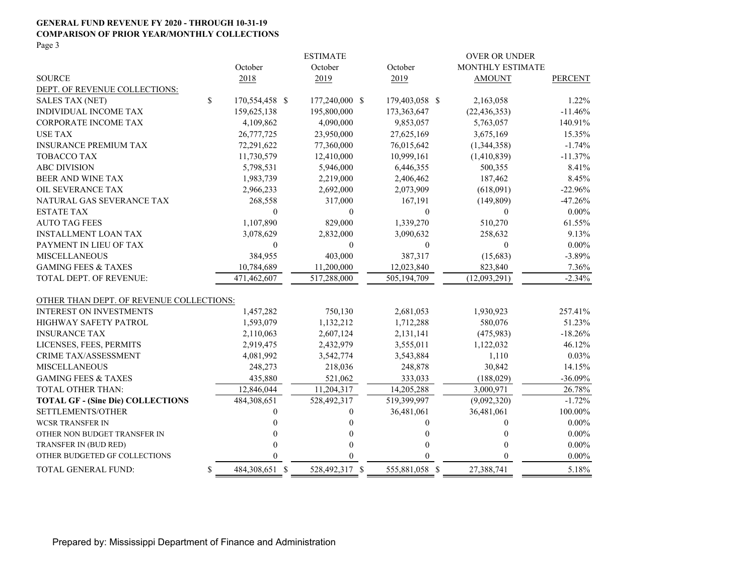**GENERAL FUND REVENUE FY 2020 - THROUGH 10-31-19**
**COMPARISON OF PRIOR YEAR/MONTHLY COLLECTIONS**
Page 3

| SOURCE | October 2018 | ESTIMATE October 2019 | October 2019 | OVER OR UNDER MONTHLY ESTIMATE AMOUNT | PERCENT |
|---|---|---|---|---|---|
| DEPT. OF REVENUE COLLECTIONS: | | | | | |
| SALES TAX (NET) | $ 170,554,458 | $ 177,240,000 | $ 179,403,058 | $ 2,163,058 | 1.22% |
| INDIVIDUAL INCOME TAX | 159,625,138 | 195,800,000 | 173,363,647 | (22,436,353) | -11.46% |
| CORPORATE INCOME TAX | 4,109,862 | 4,090,000 | 9,853,057 | 5,763,057 | 140.91% |
| USE TAX | 26,777,725 | 23,950,000 | 27,625,169 | 3,675,169 | 15.35% |
| INSURANCE PREMIUM TAX | 72,291,622 | 77,360,000 | 76,015,642 | (1,344,358) | -1.74% |
| TOBACCO TAX | 11,730,579 | 12,410,000 | 10,999,161 | (1,410,839) | -11.37% |
| ABC DIVISION | 5,798,531 | 5,946,000 | 6,446,355 | 500,355 | 8.41% |
| BEER AND WINE TAX | 1,983,739 | 2,219,000 | 2,406,462 | 187,462 | 8.45% |
| OIL SEVERANCE TAX | 2,966,233 | 2,692,000 | 2,073,909 | (618,091) | -22.96% |
| NATURAL GAS SEVERANCE TAX | 268,558 | 317,000 | 167,191 | (149,809) | -47.26% |
| ESTATE TAX | 0 | 0 | 0 | 0 | 0.00% |
| AUTO TAG FEES | 1,107,890 | 829,000 | 1,339,270 | 510,270 | 61.55% |
| INSTALLMENT LOAN TAX | 3,078,629 | 2,832,000 | 3,090,632 | 258,632 | 9.13% |
| PAYMENT IN LIEU OF TAX | 0 | 0 | 0 | 0 | 0.00% |
| MISCELLANEOUS | 384,955 | 403,000 | 387,317 | (15,683) | -3.89% |
| GAMING FEES & TAXES | 10,784,689 | 11,200,000 | 12,023,840 | 823,840 | 7.36% |
| TOTAL DEPT. OF REVENUE: | 471,462,607 | 517,288,000 | 505,194,709 | (12,093,291) | -2.34% |
| OTHER THAN DEPT. OF REVENUE COLLECTIONS: | | | | | |
| INTEREST ON INVESTMENTS | 1,457,282 | 750,130 | 2,681,053 | 1,930,923 | 257.41% |
| HIGHWAY SAFETY PATROL | 1,593,079 | 1,132,212 | 1,712,288 | 580,076 | 51.23% |
| INSURANCE TAX | 2,110,063 | 2,607,124 | 2,131,141 | (475,983) | -18.26% |
| LICENSES, FEES, PERMITS | 2,919,475 | 2,432,979 | 3,555,011 | 1,122,032 | 46.12% |
| CRIME TAX/ASSESSMENT | 4,081,992 | 3,542,774 | 3,543,884 | 1,110 | 0.03% |
| MISCELLANEOUS | 248,273 | 218,036 | 248,878 | 30,842 | 14.15% |
| GAMING FEES & TAXES | 435,880 | 521,062 | 333,033 | (188,029) | -36.09% |
| TOTAL OTHER THAN: | 12,846,044 | 11,204,317 | 14,205,288 | 3,000,971 | 26.78% |
| **TOTAL GF - (Sine Die) COLLECTIONS** | 484,308,651 | 528,492,317 | 519,399,997 | (9,092,320) | -1.72% |
| SETTLEMENTS/OTHER | 0 | 0 | 36,481,061 | 36,481,061 | 100.00% |
| WCSR TRANSFER IN | 0 | 0 | 0 | 0 | 0.00% |
| OTHER NON BUDGET TRANSFER IN | 0 | 0 | 0 | 0 | 0.00% |
| TRANSFER IN (BUD RED) | 0 | 0 | 0 | 0 | 0.00% |
| OTHER BUDGETED GF COLLECTIONS | 0 | 0 | 0 | 0 | 0.00% |
| TOTAL GENERAL FUND: | $ 484,308,651 | $ 528,492,317 | $ 555,881,058 | $ 27,388,741 | 5.18% |

Prepared by: Mississippi Department of Finance and Administration